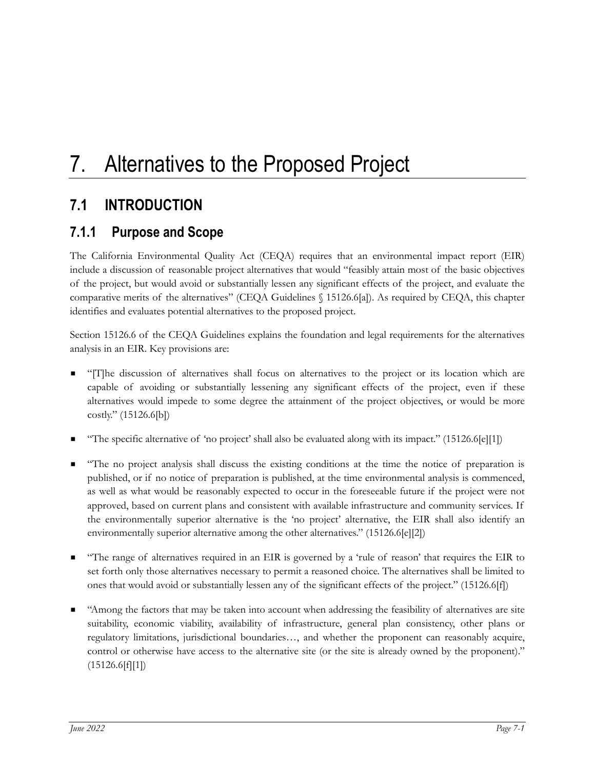# 7. Alternatives to the Proposed Project

## 7.1 INTRODUCTION

### 7.1.1 Purpose and Scope

The California Environmental Quality Act (CEQA) requires that an environmental impact report (EIR) include a discussion of reasonable project alternatives that would "feasibly attain most of the basic objectives of the project, but would avoid or substantially lessen any significant effects of the project, and evaluate the comparative merits of the alternatives" (CEQA Guidelines § 15126.6[a]). As required by CEQA, this chapter identifies and evaluates potential alternatives to the proposed project.

Section 15126.6 of the CEQA Guidelines explains the foundation and legal requirements for the alternatives analysis in an EIR. Key provisions are:

- "[T]he discussion of alternatives shall focus on alternatives to the project or its location which are capable of avoiding or substantially lessening any significant effects of the project, even if these alternatives would impede to some degree the attainment of the project objectives, or would be more costly." (15126.6[b])
- "The specific alternative of 'no project' shall also be evaluated along with its impact." (15126.6[e][1])
- "The no project analysis shall discuss the existing conditions at the time the notice of preparation is published, or if no notice of preparation is published, at the time environmental analysis is commenced, as well as what would be reasonably expected to occur in the foreseeable future if the project were not approved, based on current plans and consistent with available infrastructure and community services. If the environmentally superior alternative is the 'no project' alternative, the EIR shall also identify an environmentally superior alternative among the other alternatives." (15126.6[e][2])
- "The range of alternatives required in an EIR is governed by a 'rule of reason' that requires the EIR to set forth only those alternatives necessary to permit a reasoned choice. The alternatives shall be limited to ones that would avoid or substantially lessen any of the significant effects of the project." (15126.6[f])
- "Among the factors that may be taken into account when addressing the feasibility of alternatives are site suitability, economic viability, availability of infrastructure, general plan consistency, other plans or regulatory limitations, jurisdictional boundaries…, and whether the proponent can reasonably acquire, control or otherwise have access to the alternative site (or the site is already owned by the proponent)." (15126.6[f][1])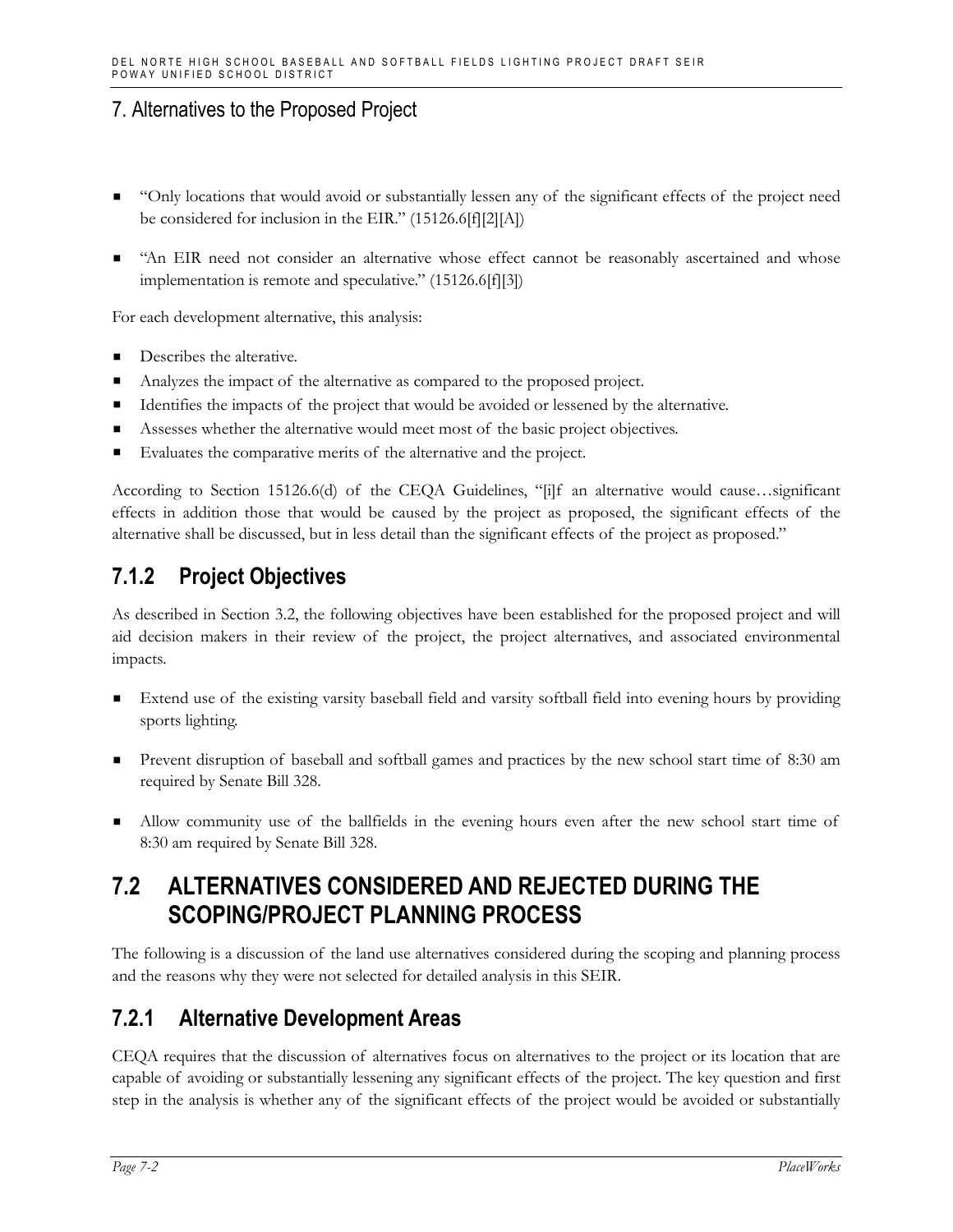## 7. Alternatives to the Proposed Project

- "Only locations that would avoid or substantially lessen any of the significant effects of the project need be considered for inclusion in the EIR." (15126.6[f][2][A])
- "An EIR need not consider an alternative whose effect cannot be reasonably ascertained and whose implementation is remote and speculative." (15126.6[f][3])

For each development alternative, this analysis:

- Describes the alterative.
- Analyzes the impact of the alternative as compared to the proposed project.
- Identifies the impacts of the project that would be avoided or lessened by the alternative.
- Assesses whether the alternative would meet most of the basic project objectives.
- Evaluates the comparative merits of the alternative and the project.

According to Section 15126.6(d) of the CEQA Guidelines, "[i]f an alternative would cause…significant effects in addition those that would be caused by the project as proposed, the significant effects of the alternative shall be discussed, but in less detail than the significant effects of the project as proposed."

### 7.1.2 Project Objectives

As described in Section 3.2, the following objectives have been established for the proposed project and will aid decision makers in their review of the project, the project alternatives, and associated environmental impacts.

- Extend use of the existing varsity baseball field and varsity softball field into evening hours by providing sports lighting.
- Prevent disruption of baseball and softball games and practices by the new school start time of 8:30 am required by Senate Bill 328.
- Allow community use of the ballfields in the evening hours even after the new school start time of 8:30 am required by Senate Bill 328.

## 7.2 ALTERNATIVES CONSIDERED AND REJECTED DURING THE SCOPING/PROJECT PLANNING PROCESS

The following is a discussion of the land use alternatives considered during the scoping and planning process and the reasons why they were not selected for detailed analysis in this SEIR.

### 7.2.1 Alternative Development Areas

CEQA requires that the discussion of alternatives focus on alternatives to the project or its location that are capable of avoiding or substantially lessening any significant effects of the project. The key question and first step in the analysis is whether any of the significant effects of the project would be avoided or substantially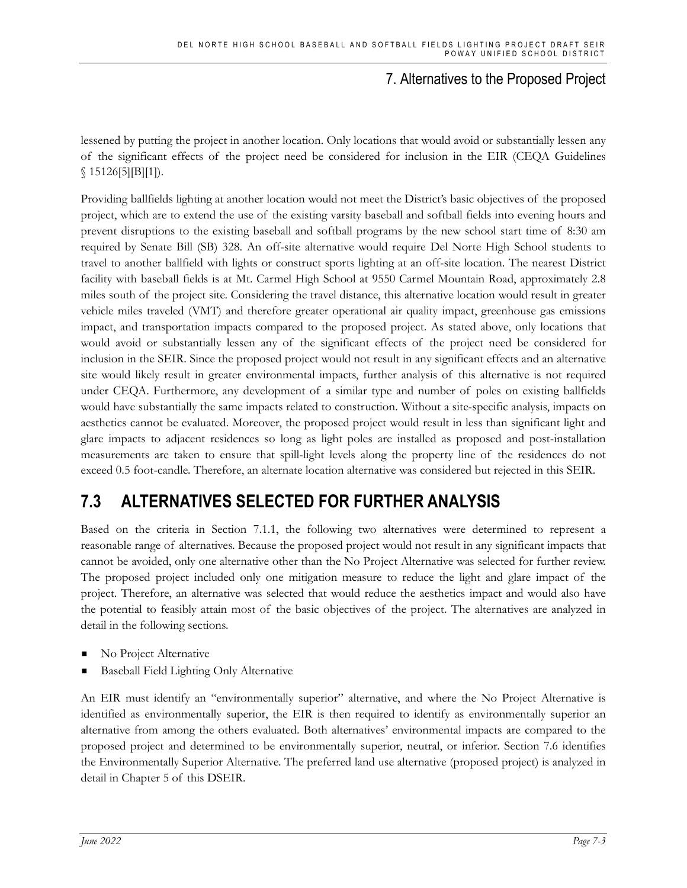lessened by putting the project in another location. Only locations that would avoid or substantially lessen any of the significant effects of the project need be considered for inclusion in the EIR (CEQA Guidelines § 15126[5][B][1]).

Providing ballfields lighting at another location would not meet the District's basic objectives of the proposed project, which are to extend the use of the existing varsity baseball and softball fields into evening hours and prevent disruptions to the existing baseball and softball programs by the new school start time of 8:30 am required by Senate Bill (SB) 328. An off-site alternative would require Del Norte High School students to travel to another ballfield with lights or construct sports lighting at an off-site location. The nearest District facility with baseball fields is at Mt. Carmel High School at 9550 Carmel Mountain Road, approximately 2.8 miles south of the project site. Considering the travel distance, this alternative location would result in greater vehicle miles traveled (VMT) and therefore greater operational air quality impact, greenhouse gas emissions impact, and transportation impacts compared to the proposed project. As stated above, only locations that would avoid or substantially lessen any of the significant effects of the project need be considered for inclusion in the SEIR. Since the proposed project would not result in any significant effects and an alternative site would likely result in greater environmental impacts, further analysis of this alternative is not required under CEQA. Furthermore, any development of a similar type and number of poles on existing ballfields would have substantially the same impacts related to construction. Without a site-specific analysis, impacts on aesthetics cannot be evaluated. Moreover, the proposed project would result in less than significant light and glare impacts to adjacent residences so long as light poles are installed as proposed and post-installation measurements are taken to ensure that spill-light levels along the property line of the residences do not exceed 0.5 foot-candle. Therefore, an alternate location alternative was considered but rejected in this SEIR.

## 7.3 ALTERNATIVES SELECTED FOR FURTHER ANALYSIS

Based on the criteria in Section 7.1.1, the following two alternatives were determined to represent a reasonable range of alternatives. Because the proposed project would not result in any significant impacts that cannot be avoided, only one alternative other than the No Project Alternative was selected for further review. The proposed project included only one mitigation measure to reduce the light and glare impact of the project. Therefore, an alternative was selected that would reduce the aesthetics impact and would also have the potential to feasibly attain most of the basic objectives of the project. The alternatives are analyzed in detail in the following sections.

- No Project Alternative
- Baseball Field Lighting Only Alternative

An EIR must identify an "environmentally superior" alternative, and where the No Project Alternative is identified as environmentally superior, the EIR is then required to identify as environmentally superior an alternative from among the others evaluated. Both alternatives' environmental impacts are compared to the proposed project and determined to be environmentally superior, neutral, or inferior. Section 7.6 identifies the Environmentally Superior Alternative. The preferred land use alternative (proposed project) is analyzed in detail in Chapter 5 of this DSEIR.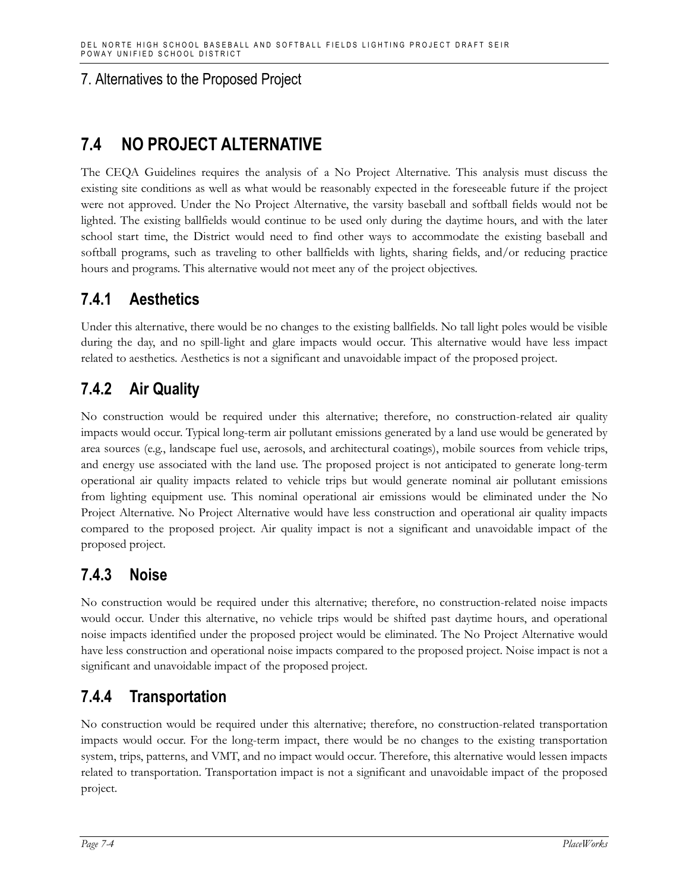## 7. Alternatives to the Proposed Project

## 7.4 NO PROJECT ALTERNATIVE

The CEQA Guidelines requires the analysis of a No Project Alternative. This analysis must discuss the existing site conditions as well as what would be reasonably expected in the foreseeable future if the project were not approved. Under the No Project Alternative, the varsity baseball and softball fields would not be lighted. The existing ballfields would continue to be used only during the daytime hours, and with the later school start time, the District would need to find other ways to accommodate the existing baseball and softball programs, such as traveling to other ballfields with lights, sharing fields, and/or reducing practice hours and programs. This alternative would not meet any of the project objectives.

### 7.4.1 Aesthetics

Under this alternative, there would be no changes to the existing ballfields. No tall light poles would be visible during the day, and no spill-light and glare impacts would occur. This alternative would have less impact related to aesthetics. Aesthetics is not a significant and unavoidable impact of the proposed project.

### 7.4.2 Air Quality

No construction would be required under this alternative; therefore, no construction-related air quality impacts would occur. Typical long-term air pollutant emissions generated by a land use would be generated by area sources (e.g., landscape fuel use, aerosols, and architectural coatings), mobile sources from vehicle trips, and energy use associated with the land use. The proposed project is not anticipated to generate long-term operational air quality impacts related to vehicle trips but would generate nominal air pollutant emissions from lighting equipment use. This nominal operational air emissions would be eliminated under the No Project Alternative. No Project Alternative would have less construction and operational air quality impacts compared to the proposed project. Air quality impact is not a significant and unavoidable impact of the proposed project.

### 7.4.3 Noise

No construction would be required under this alternative; therefore, no construction-related noise impacts would occur. Under this alternative, no vehicle trips would be shifted past daytime hours, and operational noise impacts identified under the proposed project would be eliminated. The No Project Alternative would have less construction and operational noise impacts compared to the proposed project. Noise impact is not a significant and unavoidable impact of the proposed project.

### 7.4.4 Transportation

No construction would be required under this alternative; therefore, no construction-related transportation impacts would occur. For the long-term impact, there would be no changes to the existing transportation system, trips, patterns, and VMT, and no impact would occur. Therefore, this alternative would lessen impacts related to transportation. Transportation impact is not a significant and unavoidable impact of the proposed project.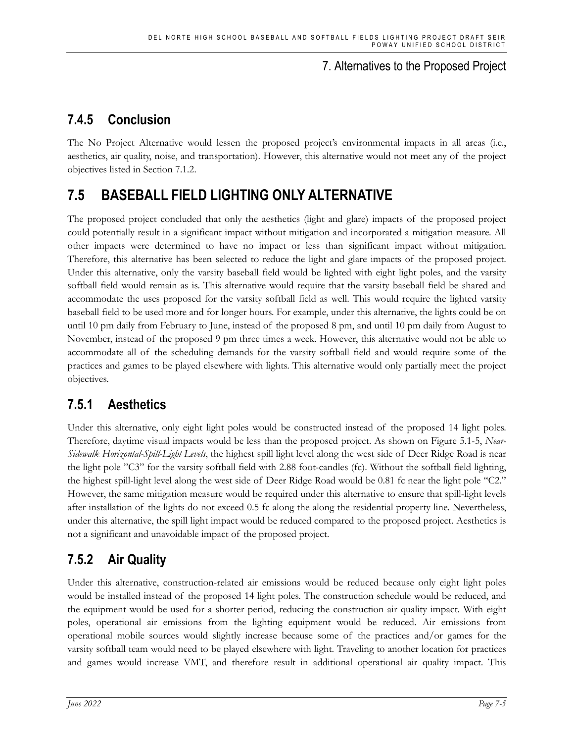## 7.4.5 Conclusion

The No Project Alternative would lessen the proposed project's environmental impacts in all areas (i.e., aesthetics, air quality, noise, and transportation). However, this alternative would not meet any of the project objectives listed in Section 7.1.2.

# 7.5 BASEBALL FIELD LIGHTING ONLY ALTERNATIVE

The proposed project concluded that only the aesthetics (light and glare) impacts of the proposed project could potentially result in a significant impact without mitigation and incorporated a mitigation measure. All other impacts were determined to have no impact or less than significant impact without mitigation. Therefore, this alternative has been selected to reduce the light and glare impacts of the proposed project. Under this alternative, only the varsity baseball field would be lighted with eight light poles, and the varsity softball field would remain as is. This alternative would require that the varsity baseball field be shared and accommodate the uses proposed for the varsity softball field as well. This would require the lighted varsity baseball field to be used more and for longer hours. For example, under this alternative, the lights could be on until 10 pm daily from February to June, instead of the proposed 8 pm, and until 10 pm daily from August to November, instead of the proposed 9 pm three times a week. However, this alternative would not be able to accommodate all of the scheduling demands for the varsity softball field and would require some of the practices and games to be played elsewhere with lights. This alternative would only partially meet the project objectives.

## 7.5.1 Aesthetics

Under this alternative, only eight light poles would be constructed instead of the proposed 14 light poles. Therefore, daytime visual impacts would be less than the proposed project. As shown on Figure 5.1-5, *Near-Sidewalk Horizontal-Spill-Light Levels*, the highest spill light level along the west side of Deer Ridge Road is near the light pole "C3" for the varsity softball field with 2.88 foot-candles (fc). Without the softball field lighting, the highest spill-light level along the west side of Deer Ridge Road would be 0.81 fc near the light pole "C2." However, the same mitigation measure would be required under this alternative to ensure that spill-light levels after installation of the lights do not exceed 0.5 fc along the along the residential property line. Nevertheless, under this alternative, the spill light impact would be reduced compared to the proposed project. Aesthetics is not a significant and unavoidable impact of the proposed project.

## 7.5.2 Air Quality

Under this alternative, construction-related air emissions would be reduced because only eight light poles would be installed instead of the proposed 14 light poles. The construction schedule would be reduced, and the equipment would be used for a shorter period, reducing the construction air quality impact. With eight poles, operational air emissions from the lighting equipment would be reduced. Air emissions from operational mobile sources would slightly increase because some of the practices and/or games for the varsity softball team would need to be played elsewhere with light. Traveling to another location for practices and games would increase VMT, and therefore result in additional operational air quality impact. This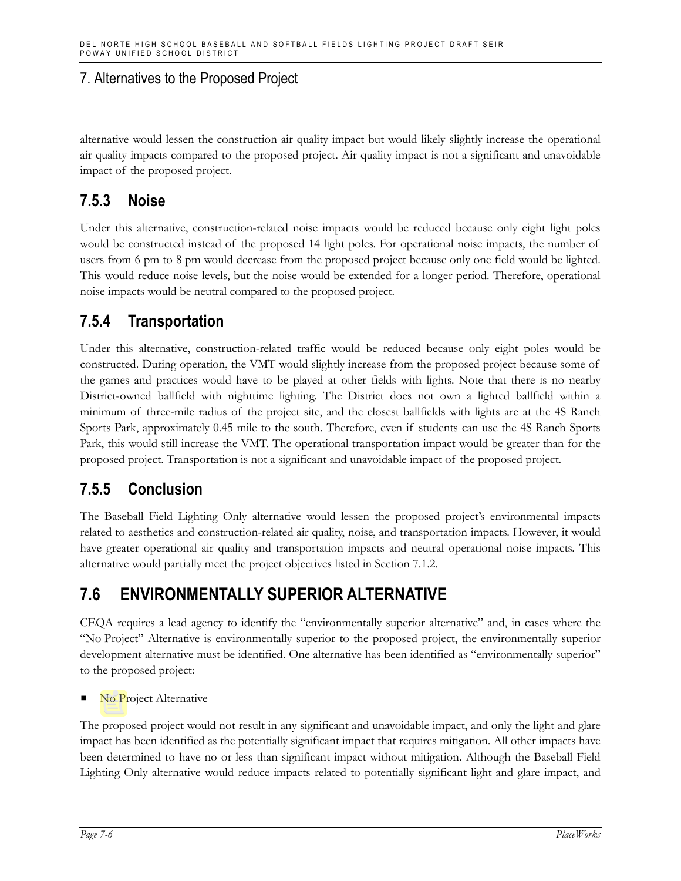## 7. Alternatives to the Proposed Project

alternative would lessen the construction air quality impact but would likely slightly increase the operational air quality impacts compared to the proposed project. Air quality impact is not a significant and unavoidable impact of the proposed project.

### 7.5.3 Noise

Under this alternative, construction-related noise impacts would be reduced because only eight light poles would be constructed instead of the proposed 14 light poles. For operational noise impacts, the number of users from 6 pm to 8 pm would decrease from the proposed project because only one field would be lighted. This would reduce noise levels, but the noise would be extended for a longer period. Therefore, operational noise impacts would be neutral compared to the proposed project.

### 7.5.4 Transportation

Under this alternative, construction-related traffic would be reduced because only eight poles would be constructed. During operation, the VMT would slightly increase from the proposed project because some of the games and practices would have to be played at other fields with lights. Note that there is no nearby District-owned ballfield with nighttime lighting. The District does not own a lighted ballfield within a minimum of three-mile radius of the project site, and the closest ballfields with lights are at the 4S Ranch Sports Park, approximately 0.45 mile to the south. Therefore, even if students can use the 4S Ranch Sports Park, this would still increase the VMT. The operational transportation impact would be greater than for the proposed project. Transportation is not a significant and unavoidable impact of the proposed project.

### 7.5.5 Conclusion

The Baseball Field Lighting Only alternative would lessen the proposed project's environmental impacts related to aesthetics and construction-related air quality, noise, and transportation impacts. However, it would have greater operational air quality and transportation impacts and neutral operational noise impacts. This alternative would partially meet the project objectives listed in Section 7.1.2.

## 7.6 ENVIRONMENTALLY SUPERIOR ALTERNATIVE

CEQA requires a lead agency to identify the "environmentally superior alternative" and, in cases where the "No Project" Alternative is environmentally superior to the proposed project, the environmentally superior development alternative must be identified. One alternative has been identified as "environmentally superior" to the proposed project:

- No Project Alternative

The proposed project would not result in any significant and unavoidable impact, and only the light and glare impact has been identified as the potentially significant impact that requires mitigation. All other impacts have been determined to have no or less than significant impact without mitigation. Although the Baseball Field Lighting Only alternative would reduce impacts related to potentially significant light and glare impact, and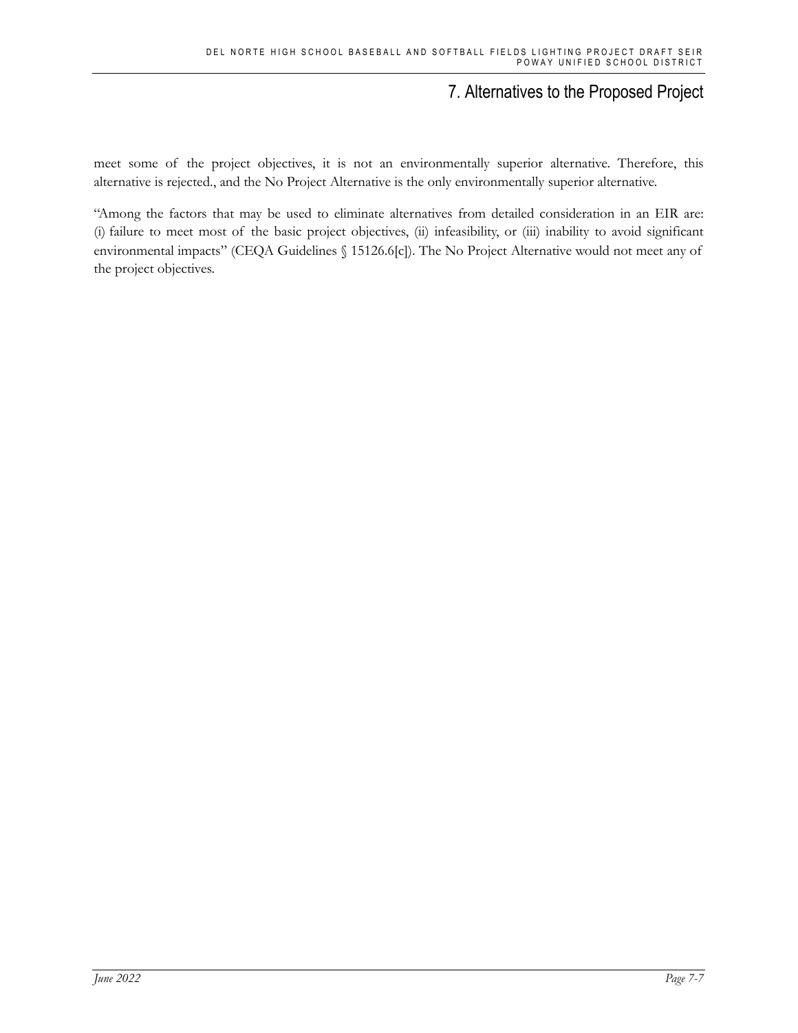meet some of the project objectives, it is not an environmentally superior alternative. Therefore, this alternative is rejected., and the No Project Alternative is the only environmentally superior alternative.

"Among the factors that may be used to eliminate alternatives from detailed consideration in an EIR are: (i) failure to meet most of the basic project objectives, (ii) infeasibility, or (iii) inability to avoid significant environmental impacts" (CEQA Guidelines § 15126.6[c]). The No Project Alternative would not meet any of the project objectives.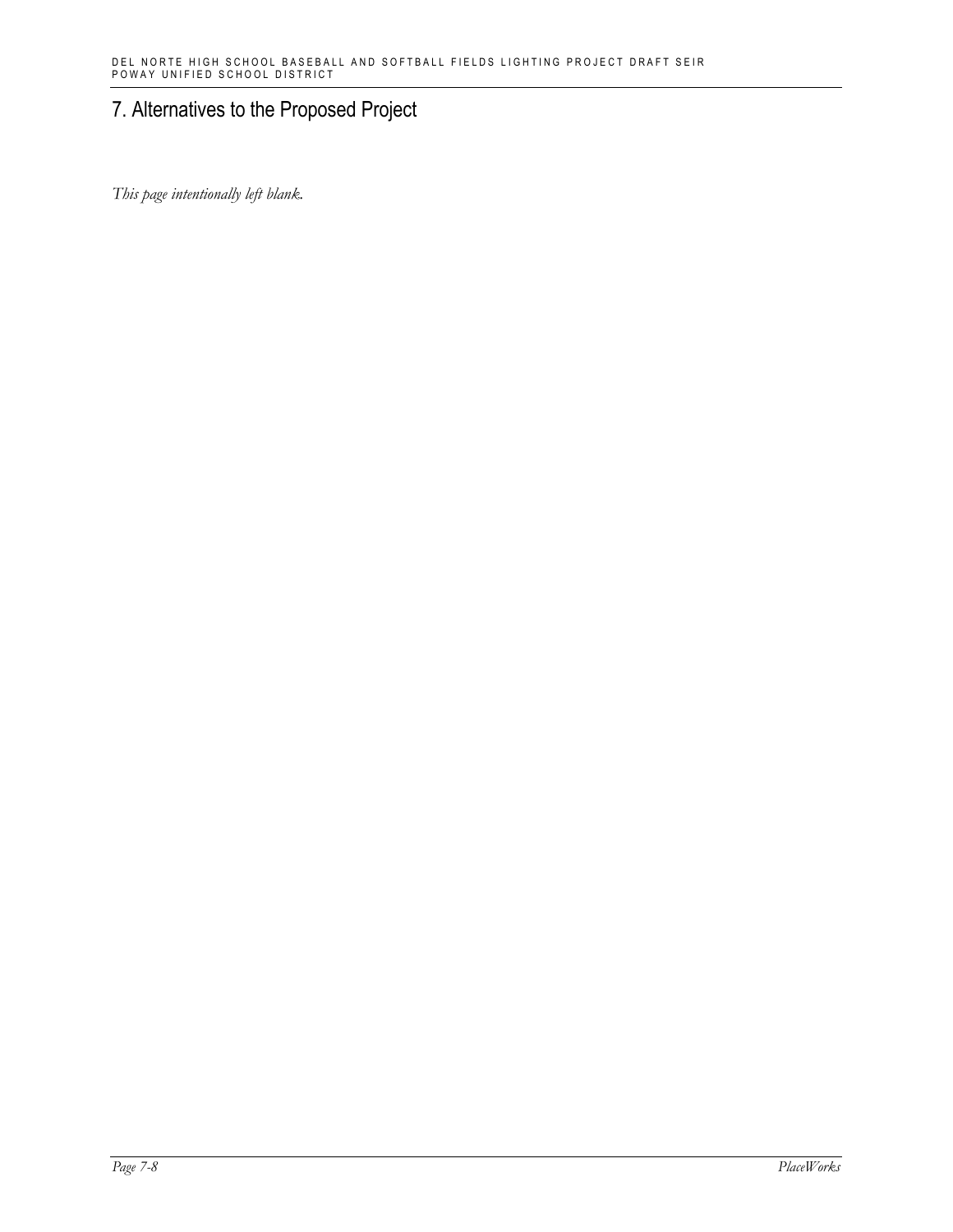# 7. Alternatives to the Proposed Project

*This page intentionally left blank.*